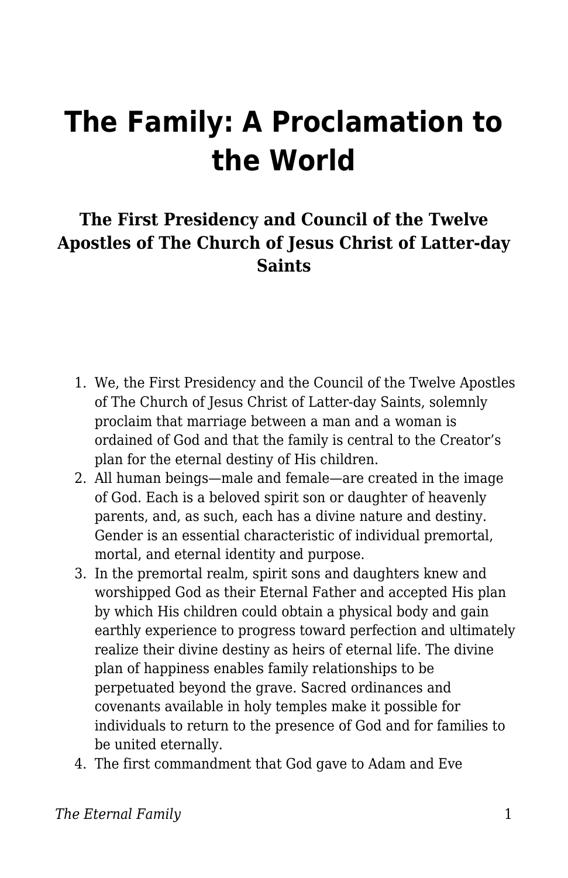# The Family: A Proclamation to the World

### The First Presidency and Council of the Twelve Apostles of The Church of Jesus Christ of Latter-day Saints

1. We, the First Presidency and the Council of the Twelve Apostles of The Church of Jesus Christ of Latter-day Saints, solemnly proclaim that marriage between a man and a woman is ordained of God and that the family is central to the Creator's plan for the eternal destiny of His children.
2. All human beings—male and female—are created in the image of God. Each is a beloved spirit son or daughter of heavenly parents, and, as such, each has a divine nature and destiny. Gender is an essential characteristic of individual premortal, mortal, and eternal identity and purpose.
3. In the premortal realm, spirit sons and daughters knew and worshipped God as their Eternal Father and accepted His plan by which His children could obtain a physical body and gain earthly experience to progress toward perfection and ultimately realize their divine destiny as heirs of eternal life. The divine plan of happiness enables family relationships to be perpetuated beyond the grave. Sacred ordinances and covenants available in holy temples make it possible for individuals to return to the presence of God and for families to be united eternally.
4. The first commandment that God gave to Adam and Eve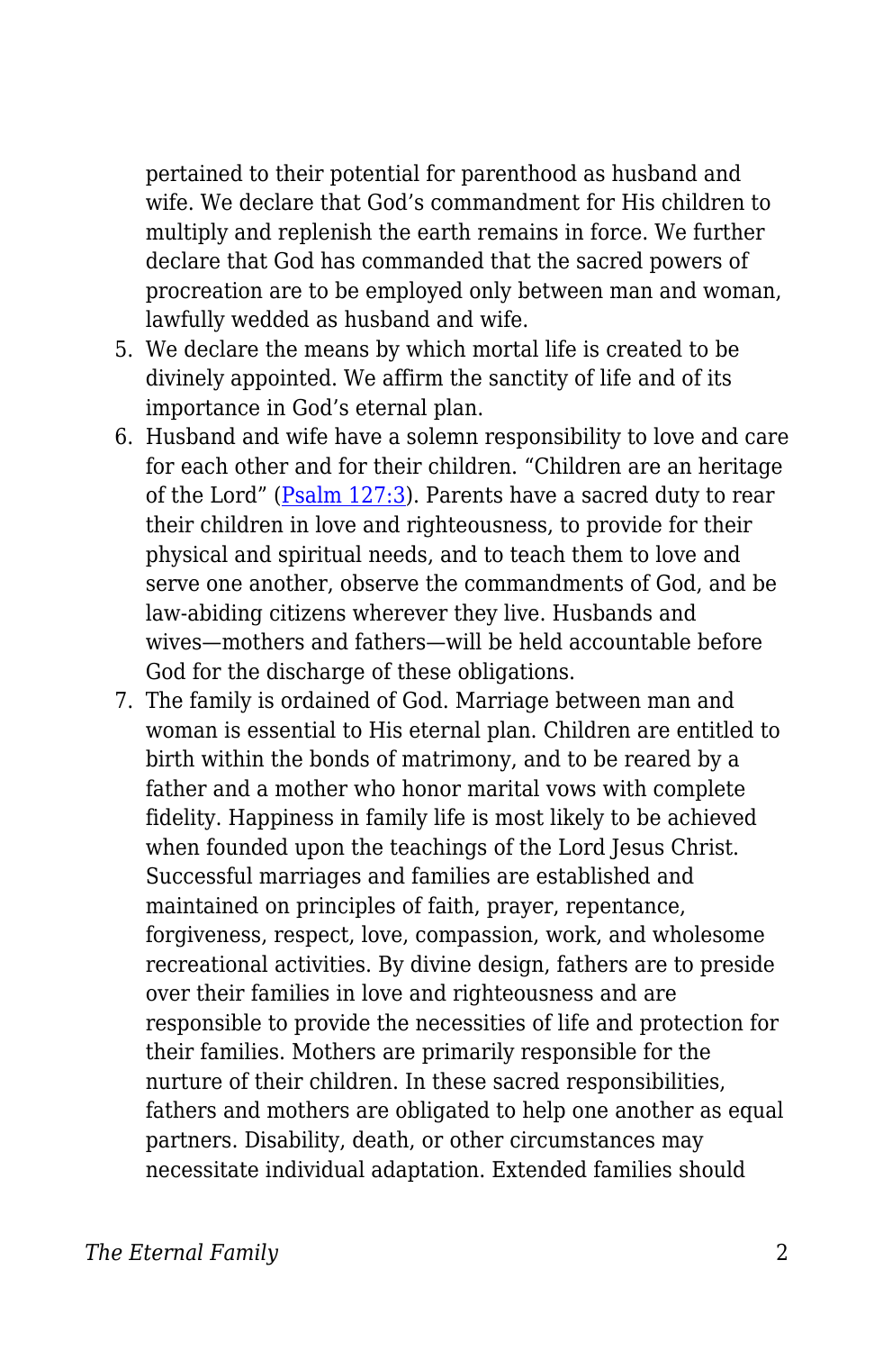pertained to their potential for parenthood as husband and wife. We declare that God's commandment for His children to multiply and replenish the earth remains in force. We further declare that God has commanded that the sacred powers of procreation are to be employed only between man and woman, lawfully wedded as husband and wife.

5. We declare the means by which mortal life is created to be divinely appointed. We affirm the sanctity of life and of its importance in God's eternal plan.
6. Husband and wife have a solemn responsibility to love and care for each other and for their children. "Children are an heritage of the Lord" (Psalm 127:3). Parents have a sacred duty to rear their children in love and righteousness, to provide for their physical and spiritual needs, and to teach them to love and serve one another, observe the commandments of God, and be law-abiding citizens wherever they live. Husbands and wives—mothers and fathers—will be held accountable before God for the discharge of these obligations.
7. The family is ordained of God. Marriage between man and woman is essential to His eternal plan. Children are entitled to birth within the bonds of matrimony, and to be reared by a father and a mother who honor marital vows with complete fidelity. Happiness in family life is most likely to be achieved when founded upon the teachings of the Lord Jesus Christ. Successful marriages and families are established and maintained on principles of faith, prayer, repentance, forgiveness, respect, love, compassion, work, and wholesome recreational activities. By divine design, fathers are to preside over their families in love and righteousness and are responsible to provide the necessities of life and protection for their families. Mothers are primarily responsible for the nurture of their children. In these sacred responsibilities, fathers and mothers are obligated to help one another as equal partners. Disability, death, or other circumstances may necessitate individual adaptation. Extended families should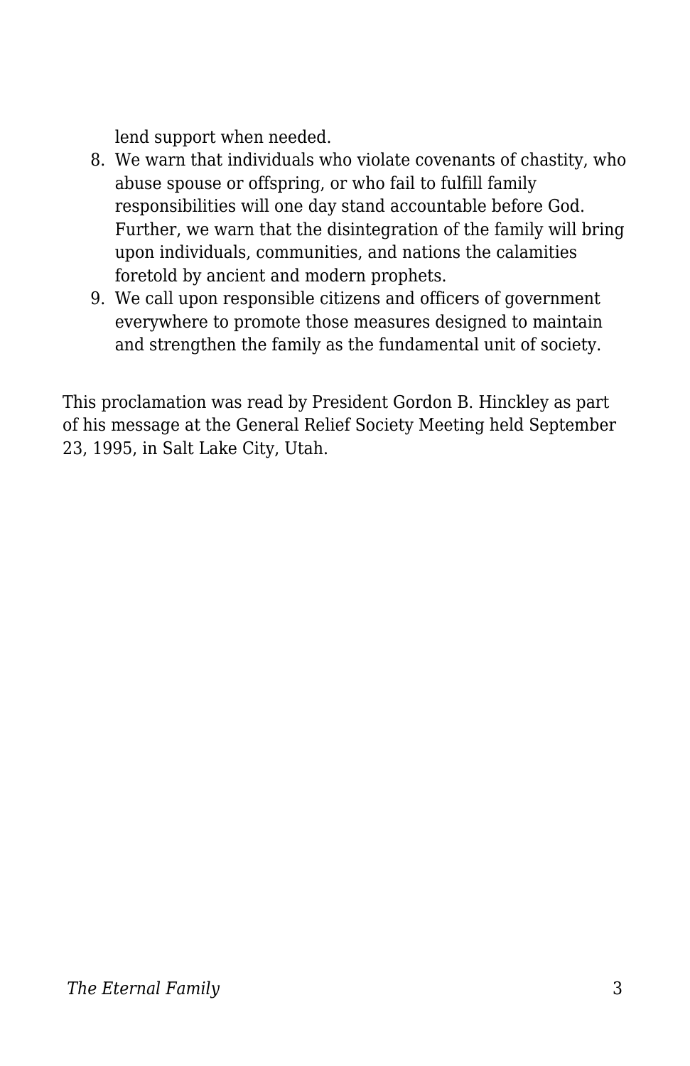lend support when needed.

8. We warn that individuals who violate covenants of chastity, who abuse spouse or offspring, or who fail to fulfill family responsibilities will one day stand accountable before God. Further, we warn that the disintegration of the family will bring upon individuals, communities, and nations the calamities foretold by ancient and modern prophets.
9. We call upon responsible citizens and officers of government everywhere to promote those measures designed to maintain and strengthen the family as the fundamental unit of society.

This proclamation was read by President Gordon B. Hinckley as part of his message at the General Relief Society Meeting held September 23, 1995, in Salt Lake City, Utah.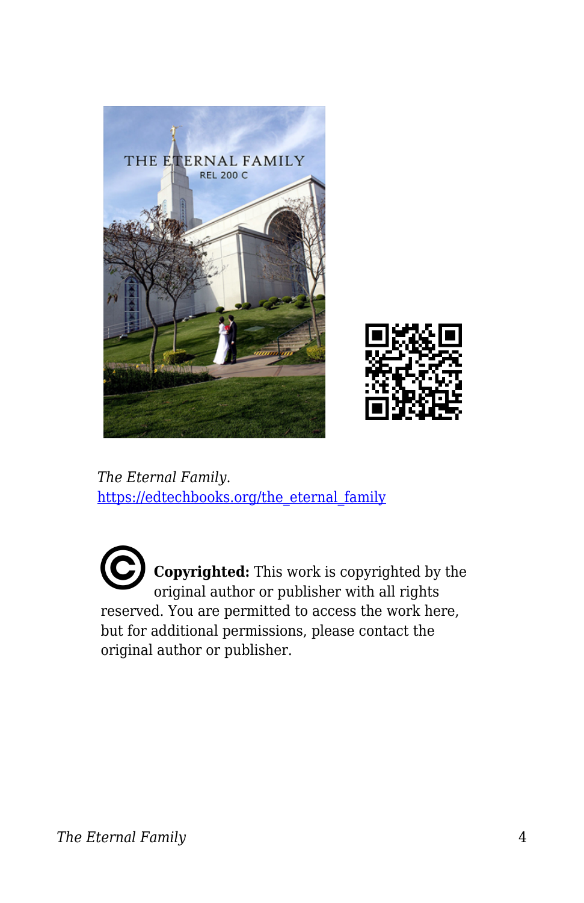*The Eternal Family.*
https://edtechbooks.org/the_eternal_family

**Copyrighted:** This work is copyrighted by the original author or publisher with all rights reserved. You are permitted to access the work here, but for additional permissions, please contact the original author or publisher.